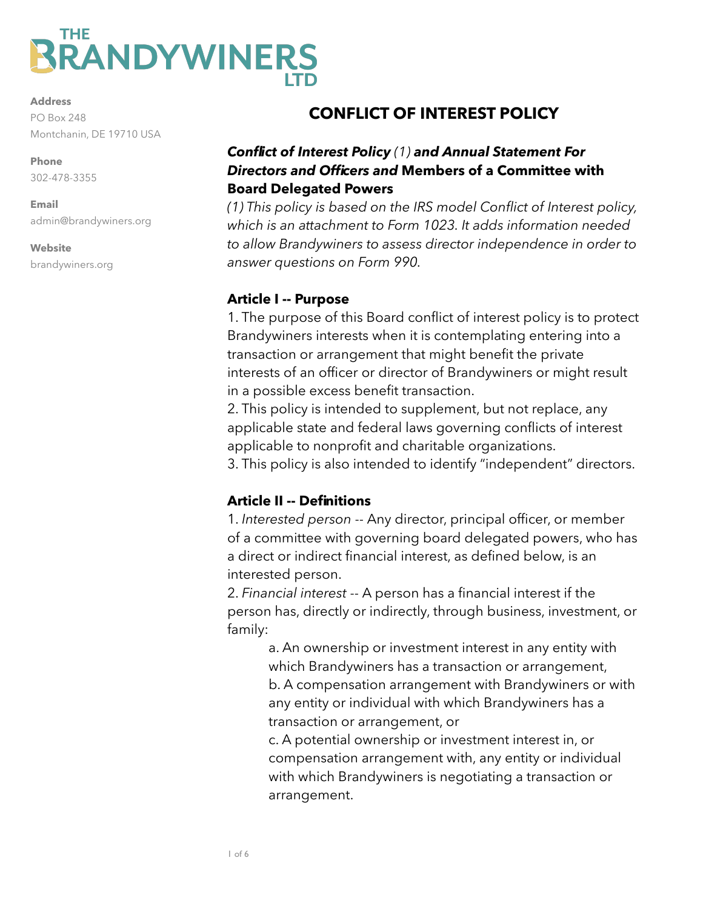# THE BRANDYWINERS LTD

**Address**
PO Box 248
Montchanin, DE 19710 USA

**Phone**
302-478-3355

**Email**
admin@brandywiners.org

**Website**
brandywiners.org

## CONFLICT OF INTEREST POLICY

***Conflict of Interest Policy*** *(1)* ***and Annual Statement For Directors and Officers and*** **Members of a Committee with Board Delegated Powers**

*(1) This policy is based on the IRS model Conflict of Interest policy, which is an attachment to Form 1023. It adds information needed to allow Brandywiners to assess director independence in order to answer questions on Form 990.*

### Article I -- Purpose

1. The purpose of this Board conflict of interest policy is to protect Brandywiners interests when it is contemplating entering into a transaction or arrangement that might benefit the private interests of an officer or director of Brandywiners or might result in a possible excess benefit transaction.
2. This policy is intended to supplement, but not replace, any applicable state and federal laws governing conflicts of interest applicable to nonprofit and charitable organizations.
3. This policy is also intended to identify "independent" directors.

### Article II -- Definitions

1. *Interested person* -- Any director, principal officer, or member of a committee with governing board delegated powers, who has a direct or indirect financial interest, as defined below, is an interested person.
2. *Financial interest* -- A person has a financial interest if the person has, directly or indirectly, through business, investment, or family:
   a. An ownership or investment interest in any entity with which Brandywiners has a transaction or arrangement,
   b. A compensation arrangement with Brandywiners or with any entity or individual with which Brandywiners has a transaction or arrangement, or
   c. A potential ownership or investment interest in, or compensation arrangement with, any entity or individual with which Brandywiners is negotiating a transaction or arrangement.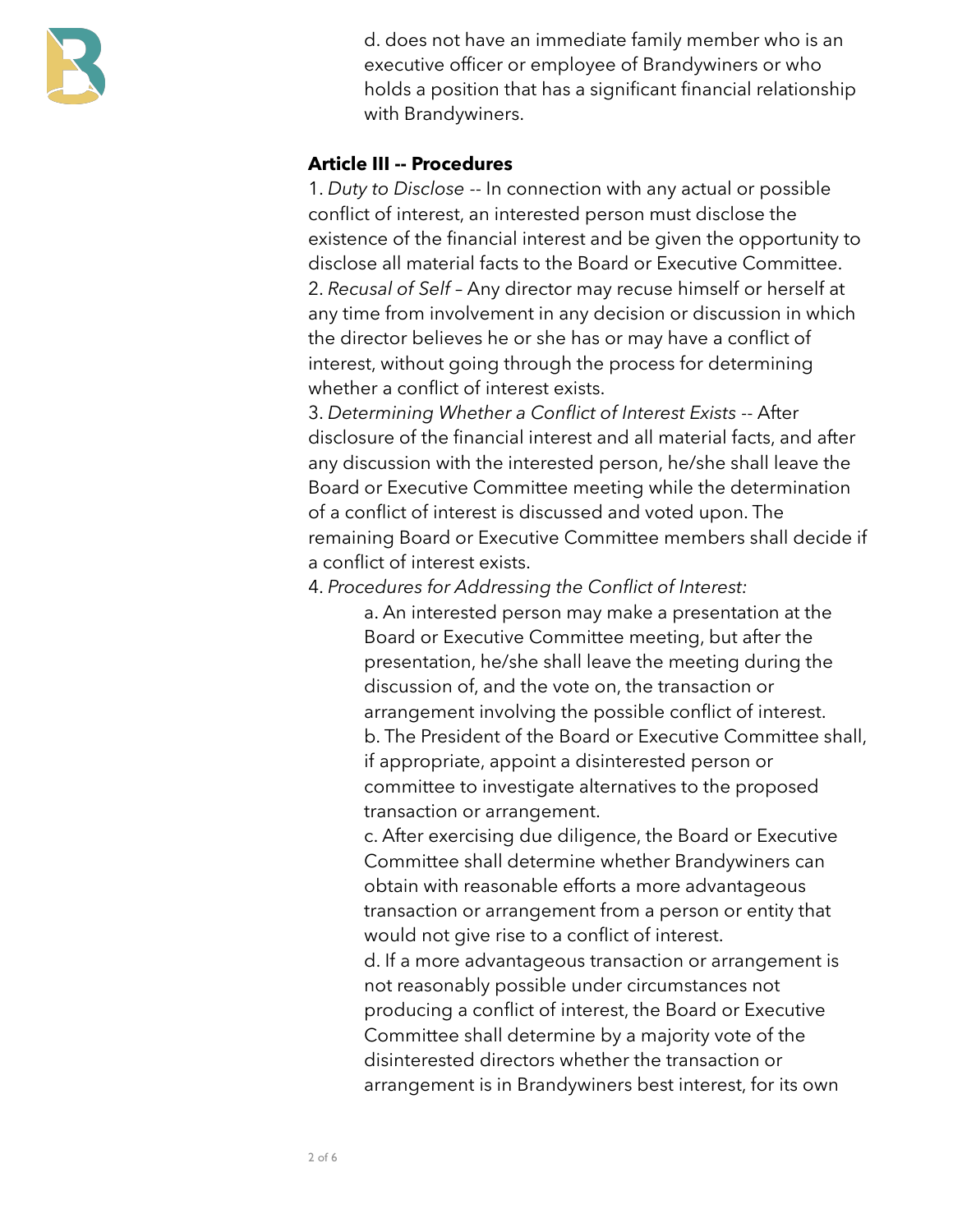d. does not have an immediate family member who is an executive officer or employee of Brandywiners or who holds a position that has a significant financial relationship with Brandywiners.

**Article III -- Procedures**

1. *Duty to Disclose* -- In connection with any actual or possible conflict of interest, an interested person must disclose the existence of the financial interest and be given the opportunity to disclose all material facts to the Board or Executive Committee.
2. *Recusal of Self* – Any director may recuse himself or herself at any time from involvement in any decision or discussion in which the director believes he or she has or may have a conflict of interest, without going through the process for determining whether a conflict of interest exists.
3. *Determining Whether a Conflict of Interest Exists* -- After disclosure of the financial interest and all material facts, and after any discussion with the interested person, he/she shall leave the Board or Executive Committee meeting while the determination of a conflict of interest is discussed and voted upon. The remaining Board or Executive Committee members shall decide if a conflict of interest exists.
4. *Procedures for Addressing the Conflict of Interest:*

    a. An interested person may make a presentation at the Board or Executive Committee meeting, but after the presentation, he/she shall leave the meeting during the discussion of, and the vote on, the transaction or arrangement involving the possible conflict of interest.
    b. The President of the Board or Executive Committee shall, if appropriate, appoint a disinterested person or committee to investigate alternatives to the proposed transaction or arrangement.
    c. After exercising due diligence, the Board or Executive Committee shall determine whether Brandywiners can obtain with reasonable efforts a more advantageous transaction or arrangement from a person or entity that would not give rise to a conflict of interest.
    d. If a more advantageous transaction or arrangement is not reasonably possible under circumstances not producing a conflict of interest, the Board or Executive Committee shall determine by a majority vote of the disinterested directors whether the transaction or arrangement is in Brandywiners best interest, for its own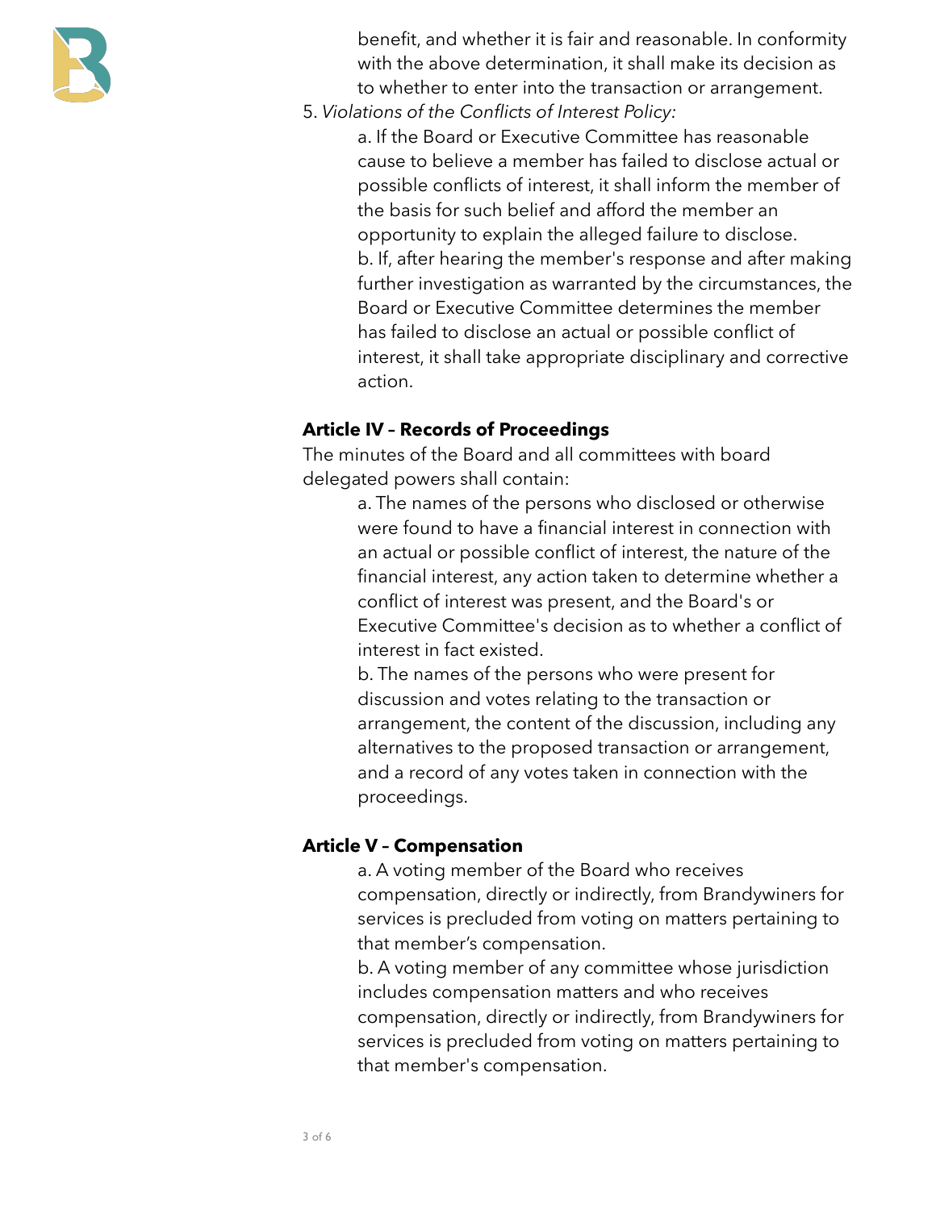benefit, and whether it is fair and reasonable. In conformity with the above determination, it shall make its decision as to whether to enter into the transaction or arrangement.

5. *Violations of the Conflicts of Interest Policy:*

    a. If the Board or Executive Committee has reasonable cause to believe a member has failed to disclose actual or possible conflicts of interest, it shall inform the member of the basis for such belief and afford the member an opportunity to explain the alleged failure to disclose.

    b. If, after hearing the member's response and after making further investigation as warranted by the circumstances, the Board or Executive Committee determines the member has failed to disclose an actual or possible conflict of interest, it shall take appropriate disciplinary and corrective action.

### Article IV – Records of Proceedings

The minutes of the Board and all committees with board delegated powers shall contain:

a. The names of the persons who disclosed or otherwise were found to have a financial interest in connection with an actual or possible conflict of interest, the nature of the financial interest, any action taken to determine whether a conflict of interest was present, and the Board's or Executive Committee's decision as to whether a conflict of interest in fact existed.

b. The names of the persons who were present for discussion and votes relating to the transaction or arrangement, the content of the discussion, including any alternatives to the proposed transaction or arrangement, and a record of any votes taken in connection with the proceedings.

### Article V – Compensation

a. A voting member of the Board who receives compensation, directly or indirectly, from Brandywiners for services is precluded from voting on matters pertaining to that member's compensation.

b. A voting member of any committee whose jurisdiction includes compensation matters and who receives compensation, directly or indirectly, from Brandywiners for services is precluded from voting on matters pertaining to that member's compensation.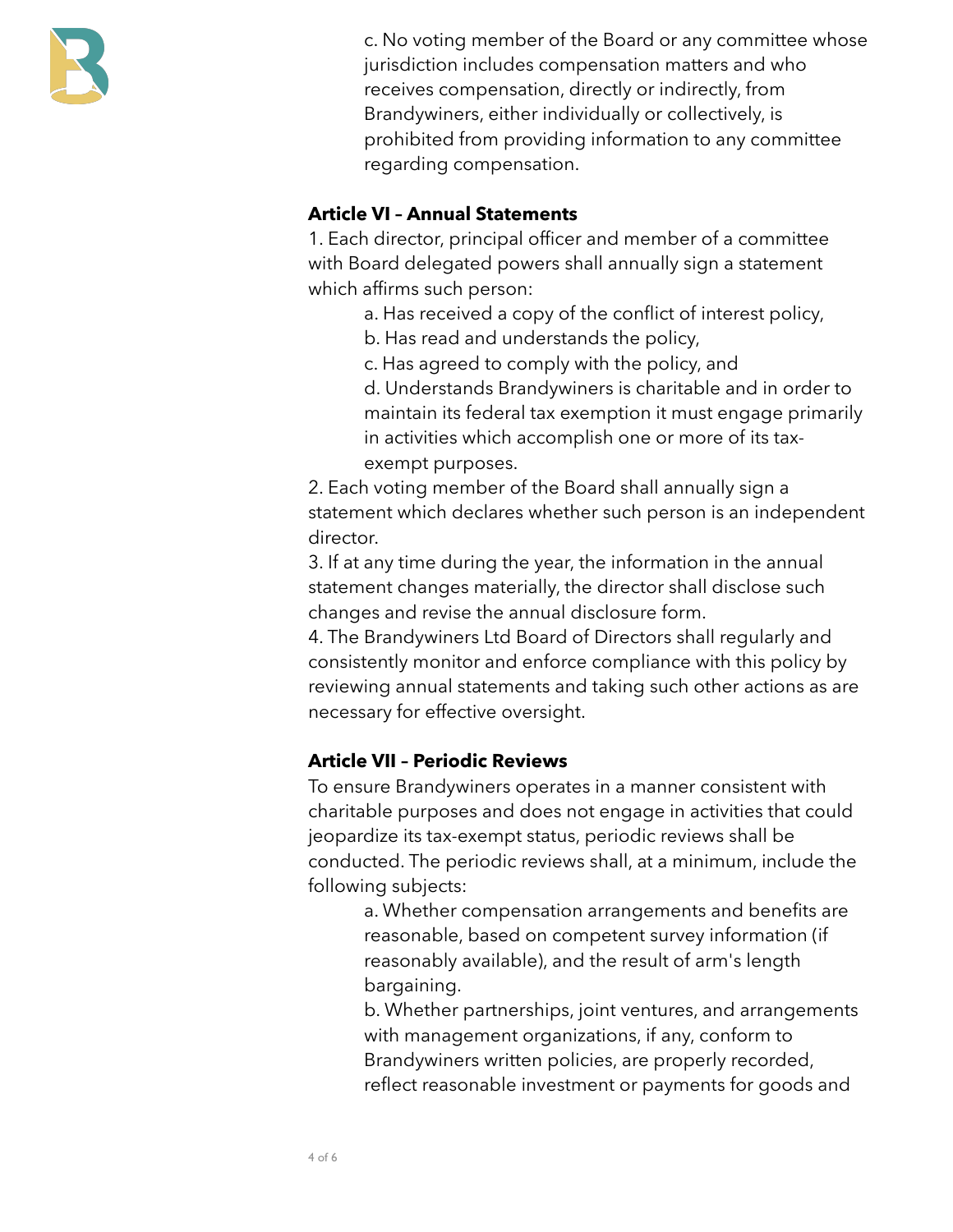c. No voting member of the Board or any committee whose jurisdiction includes compensation matters and who receives compensation, directly or indirectly, from Brandywiners, either individually or collectively, is prohibited from providing information to any committee regarding compensation.

**Article VI – Annual Statements**

1. Each director, principal officer and member of a committee with Board delegated powers shall annually sign a statement which affirms such person:

   a. Has received a copy of the conflict of interest policy,

   b. Has read and understands the policy,

   c. Has agreed to comply with the policy, and

   d. Understands Brandywiners is charitable and in order to maintain its federal tax exemption it must engage primarily in activities which accomplish one or more of its tax-exempt purposes.

2. Each voting member of the Board shall annually sign a statement which declares whether such person is an independent director.

3. If at any time during the year, the information in the annual statement changes materially, the director shall disclose such changes and revise the annual disclosure form.

4. The Brandywiners Ltd Board of Directors shall regularly and consistently monitor and enforce compliance with this policy by reviewing annual statements and taking such other actions as are necessary for effective oversight.

**Article VII – Periodic Reviews**

To ensure Brandywiners operates in a manner consistent with charitable purposes and does not engage in activities that could jeopardize its tax-exempt status, periodic reviews shall be conducted. The periodic reviews shall, at a minimum, include the following subjects:

   a. Whether compensation arrangements and benefits are reasonable, based on competent survey information (if reasonably available), and the result of arm's length bargaining.

   b. Whether partnerships, joint ventures, and arrangements with management organizations, if any, conform to Brandywiners written policies, are properly recorded, reflect reasonable investment or payments for goods and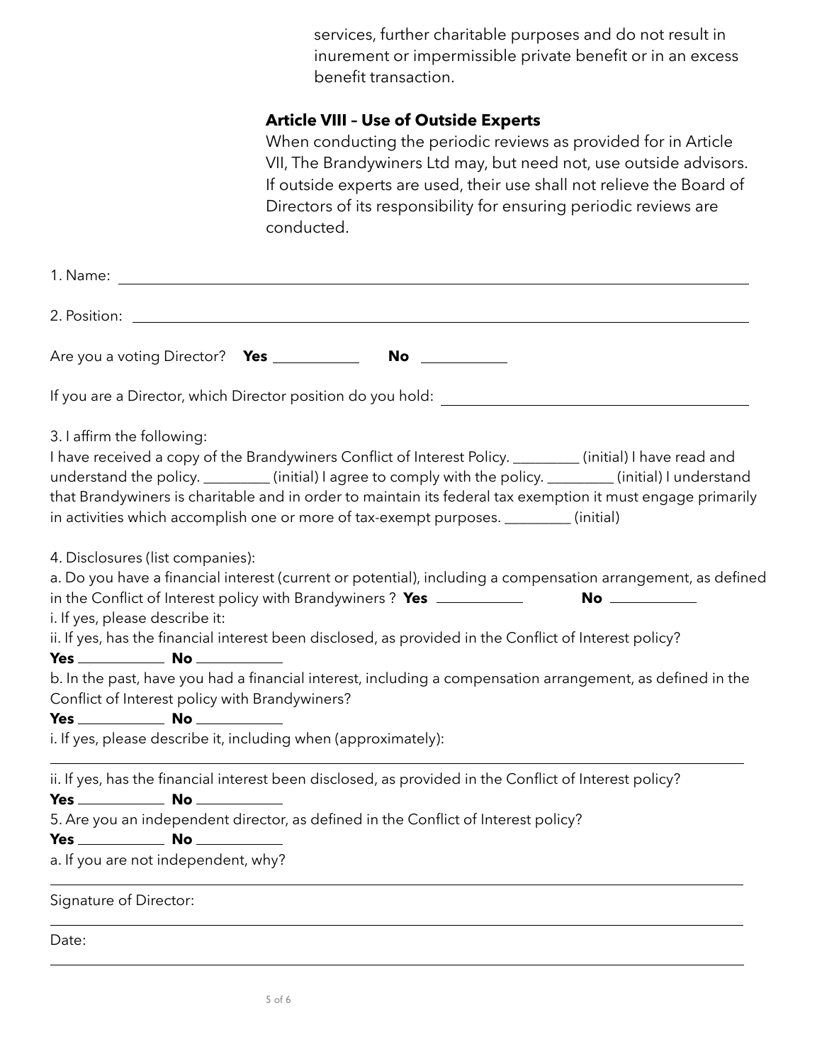services, further charitable purposes and do not result in inurement or impermissible private benefit or in an excess benefit transaction.

### Article VIII – Use of Outside Experts

When conducting the periodic reviews as provided for in Article VII, The Brandywiners Ltd may, but need not, use outside advisors. If outside experts are used, their use shall not relieve the Board of Directors of its responsibility for ensuring periodic reviews are conducted.

1. Name: ______________________________________________

2. Position: ______________________________________________

Are you a voting Director? **Yes** __________ **No** __________

If you are a Director, which Director position do you hold: ______________________________

3. I affirm the following:
I have received a copy of the Brandywiners Conflict of Interest Policy. _________ (initial) I have read and understand the policy. _________ (initial) I agree to comply with the policy. _________ (initial) I understand that Brandywiners is charitable and in order to maintain its federal tax exemption it must engage primarily in activities which accomplish one or more of tax-exempt purposes. _________ (initial)

4. Disclosures (list companies):
a. Do you have a financial interest (current or potential), including a compensation arrangement, as defined in the Conflict of Interest policy with Brandywiners ? **Yes** __________ **No** __________
i. If yes, please describe it:
ii. If yes, has the financial interest been disclosed, as provided in the Conflict of Interest policy?
**Yes** __________ **No** __________
b. In the past, have you had a financial interest, including a compensation arrangement, as defined in the Conflict of Interest policy with Brandywiners?
**Yes** __________ **No** __________
i. If yes, please describe it, including when (approximately):

______________________________________________

ii. If yes, has the financial interest been disclosed, as provided in the Conflict of Interest policy?
**Yes** __________ **No** __________
5. Are you an independent director, as defined in the Conflict of Interest policy?
**Yes** __________ **No** __________
a. If you are not independent, why?

______________________________________________

Signature of Director:

______________________________________________

Date:

______________________________________________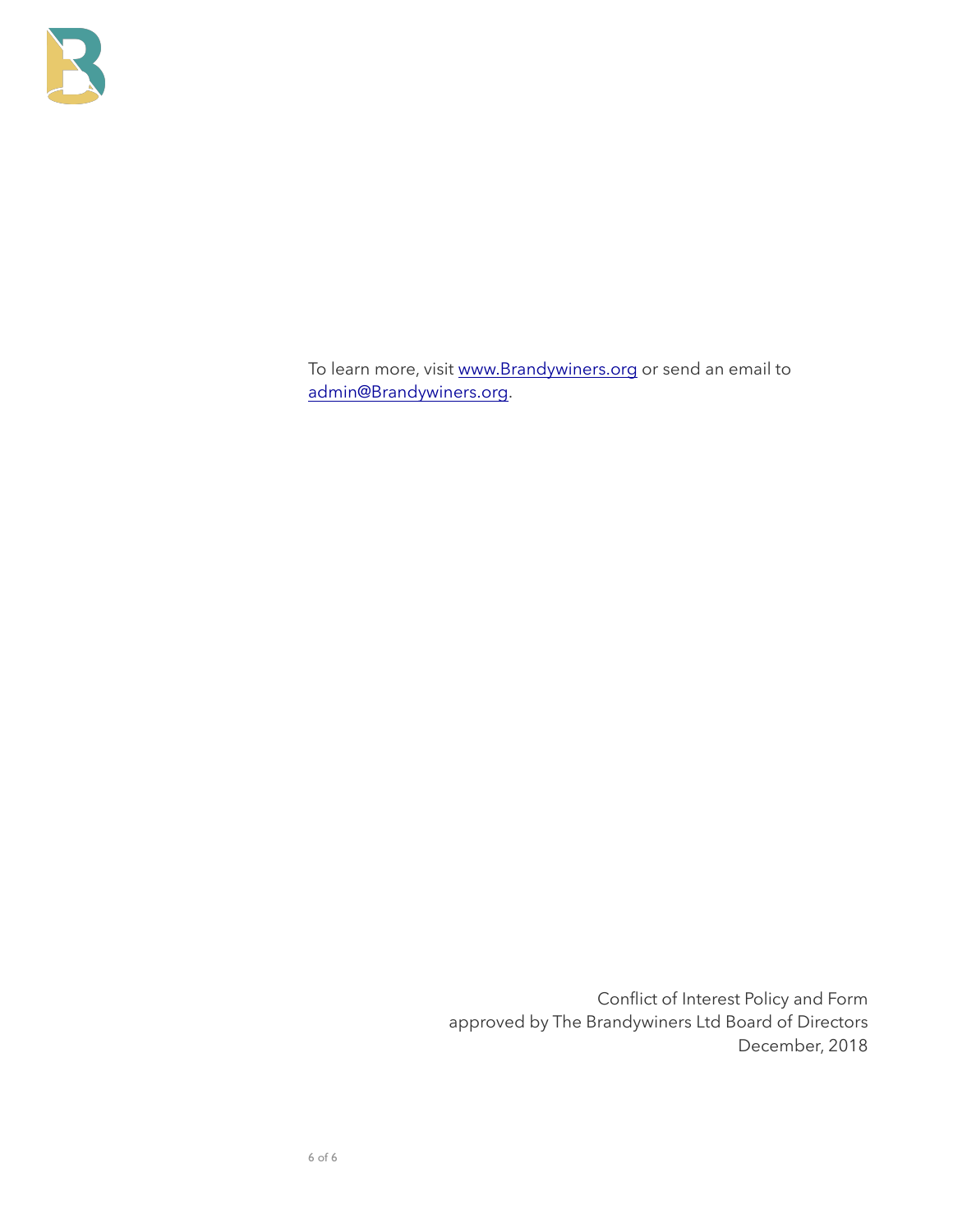To learn more, visit [www.Brandywiners.org](http://www.Brandywiners.org) or send an email to [admin@Brandywiners.org](mailto:admin@Brandywiners.org).

Conflict of Interest Policy and Form
approved by The Brandywiners Ltd Board of Directors
December, 2018